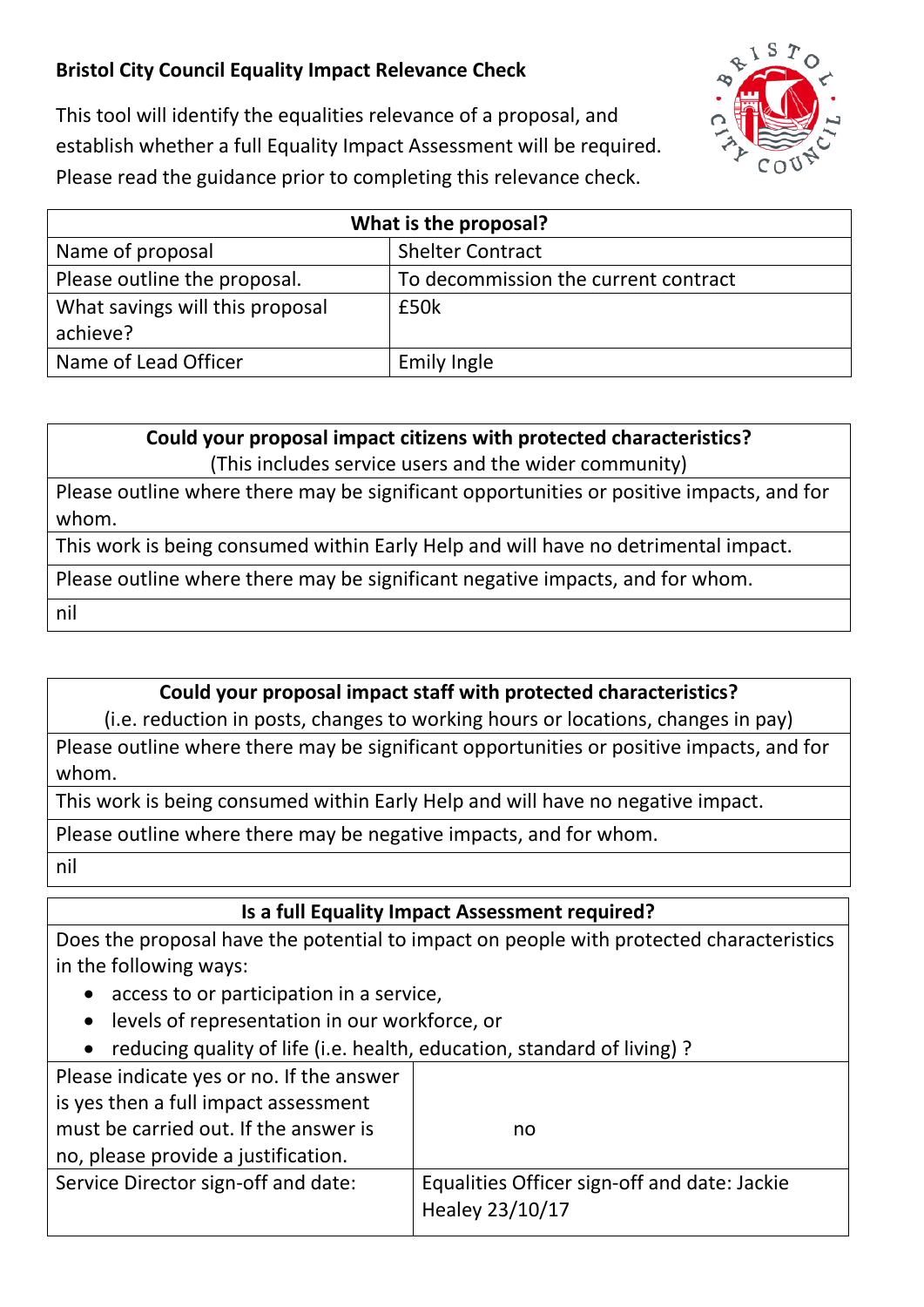# Bristol City Council Equality Impact Relevance Check

This tool will identify the equalities relevance of a proposal, and establish whether a full Equality Impact Assessment will be required. Please read the guidance prior to completing this relevance check.

| What is the proposal? | |
|---|---|
| Name of proposal | Shelter Contract |
| Please outline the proposal. | To decommission the current contract |
| What savings will this proposal achieve? | £50k |
| Name of Lead Officer | Emily Ingle |

| **Could your proposal impact citizens with protected characteristics?** (This includes service users and the wider community) |
|---|
| Please outline where there may be significant opportunities or positive impacts, and for whom. |
| This work is being consumed within Early Help and will have no detrimental impact. |
| Please outline where there may be significant negative impacts, and for whom. |
| nil |

| **Could your proposal impact staff with protected characteristics?** (i.e. reduction in posts, changes to working hours or locations, changes in pay) |
|---|
| Please outline where there may be significant opportunities or positive impacts, and for whom. |
| This work is being consumed within Early Help and will have no negative impact. |
| Please outline where there may be negative impacts, and for whom. |
| nil |

| **Is a full Equality Impact Assessment required?** | |
|---|---|
| Does the proposal have the potential to impact on people with protected characteristics in the following ways:<br>• access to or participation in a service,<br>• levels of representation in our workforce, or<br>• reducing quality of life (i.e. health, education, standard of living) ? | |
| Please indicate yes or no. If the answer is yes then a full impact assessment must be carried out. If the answer is no, please provide a justification. | no |
| Service Director sign-off and date: | Equalities Officer sign-off and date: Jackie Healey 23/10/17 |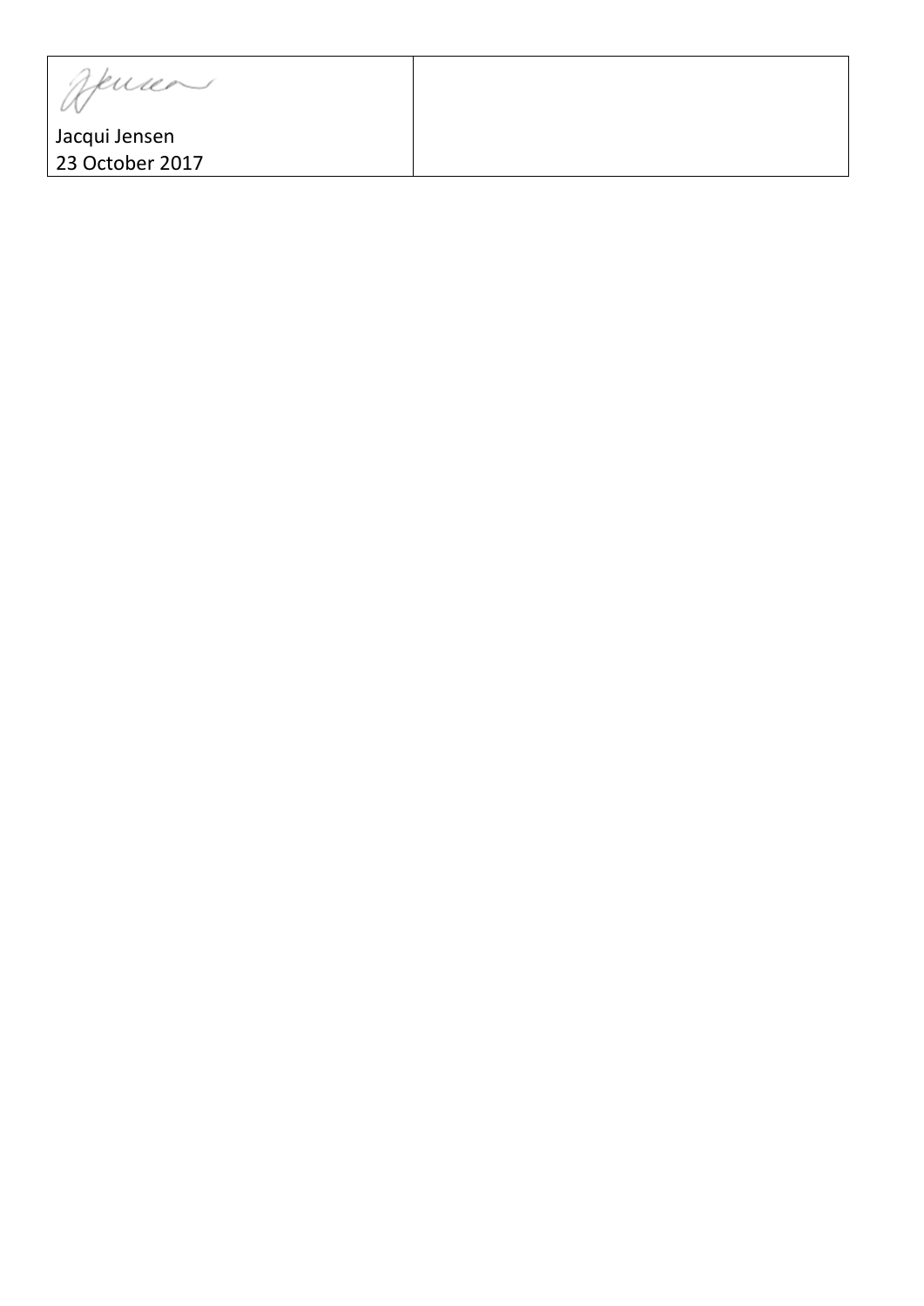| | |
|---|---|
| Jacqui Jensen<br>23 October 2017 | |